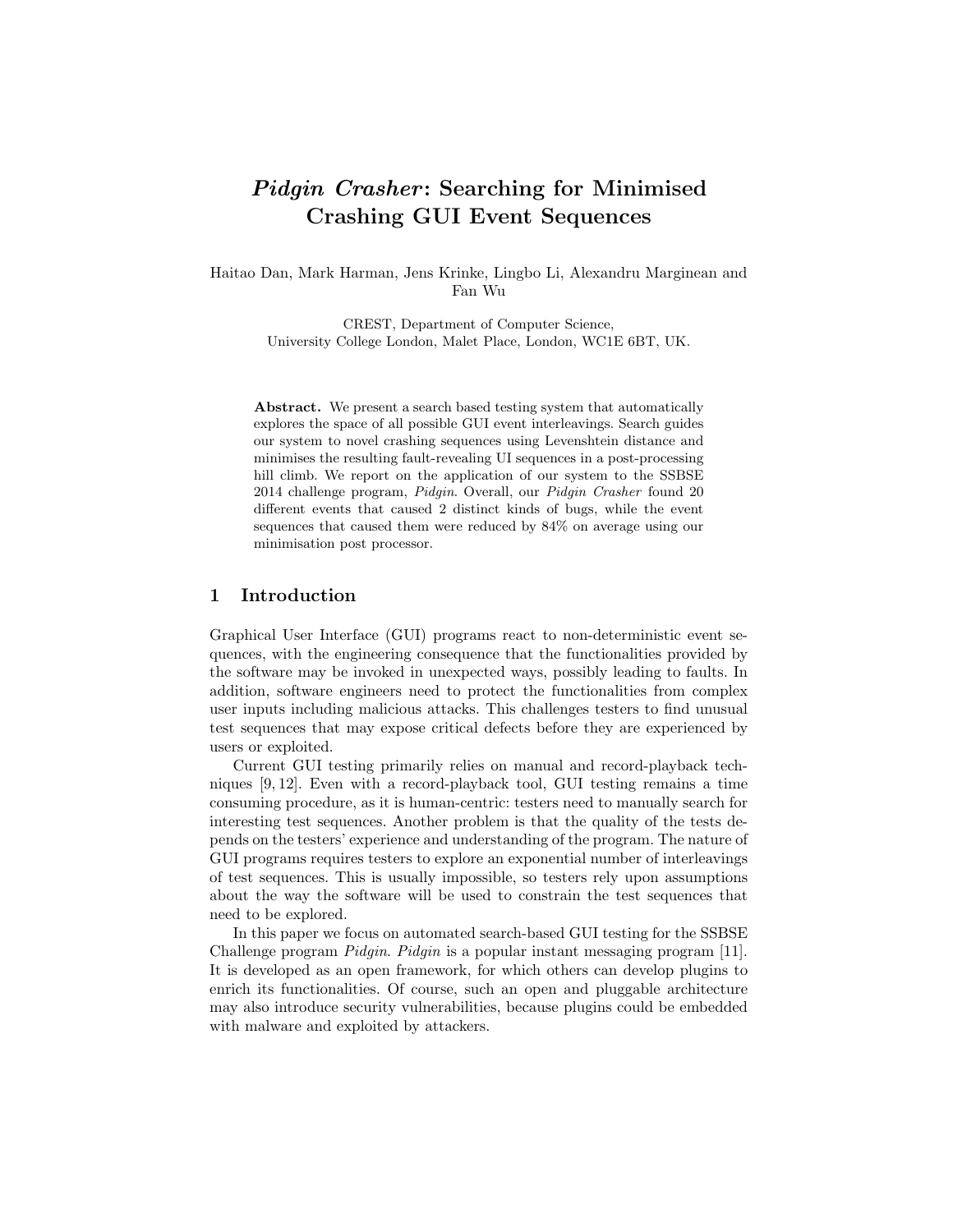# *Pidgin Crasher*: Searching for Minimised Crashing GUI Event Sequences

Haitao Dan, Mark Harman, Jens Krinke, Lingbo Li, Alexandru Marginean and Fan Wu

CREST, Department of Computer Science,
University College London, Malet Place, London, WC1E 6BT, UK.

**Abstract.** We present a search based testing system that automatically explores the space of all possible GUI event interleavings. Search guides our system to novel crashing sequences using Levenshtein distance and minimises the resulting fault-revealing UI sequences in a post-processing hill climb. We report on the application of our system to the SSBSE 2014 challenge program, *Pidgin*. Overall, our *Pidgin Crasher* found 20 different events that caused 2 distinct kinds of bugs, while the event sequences that caused them were reduced by 84% on average using our minimisation post processor.

## 1 Introduction

Graphical User Interface (GUI) programs react to non-deterministic event sequences, with the engineering consequence that the functionalities provided by the software may be invoked in unexpected ways, possibly leading to faults. In addition, software engineers need to protect the functionalities from complex user inputs including malicious attacks. This challenges testers to find unusual test sequences that may expose critical defects before they are experienced by users or exploited.

Current GUI testing primarily relies on manual and record-playback techniques [9, 12]. Even with a record-playback tool, GUI testing remains a time consuming procedure, as it is human-centric: testers need to manually search for interesting test sequences. Another problem is that the quality of the tests depends on the testers' experience and understanding of the program. The nature of GUI programs requires testers to explore an exponential number of interleavings of test sequences. This is usually impossible, so testers rely upon assumptions about the way the software will be used to constrain the test sequences that need to be explored.

In this paper we focus on automated search-based GUI testing for the SSBSE Challenge program *Pidgin*. *Pidgin* is a popular instant messaging program [11]. It is developed as an open framework, for which others can develop plugins to enrich its functionalities. Of course, such an open and pluggable architecture may also introduce security vulnerabilities, because plugins could be embedded with malware and exploited by attackers.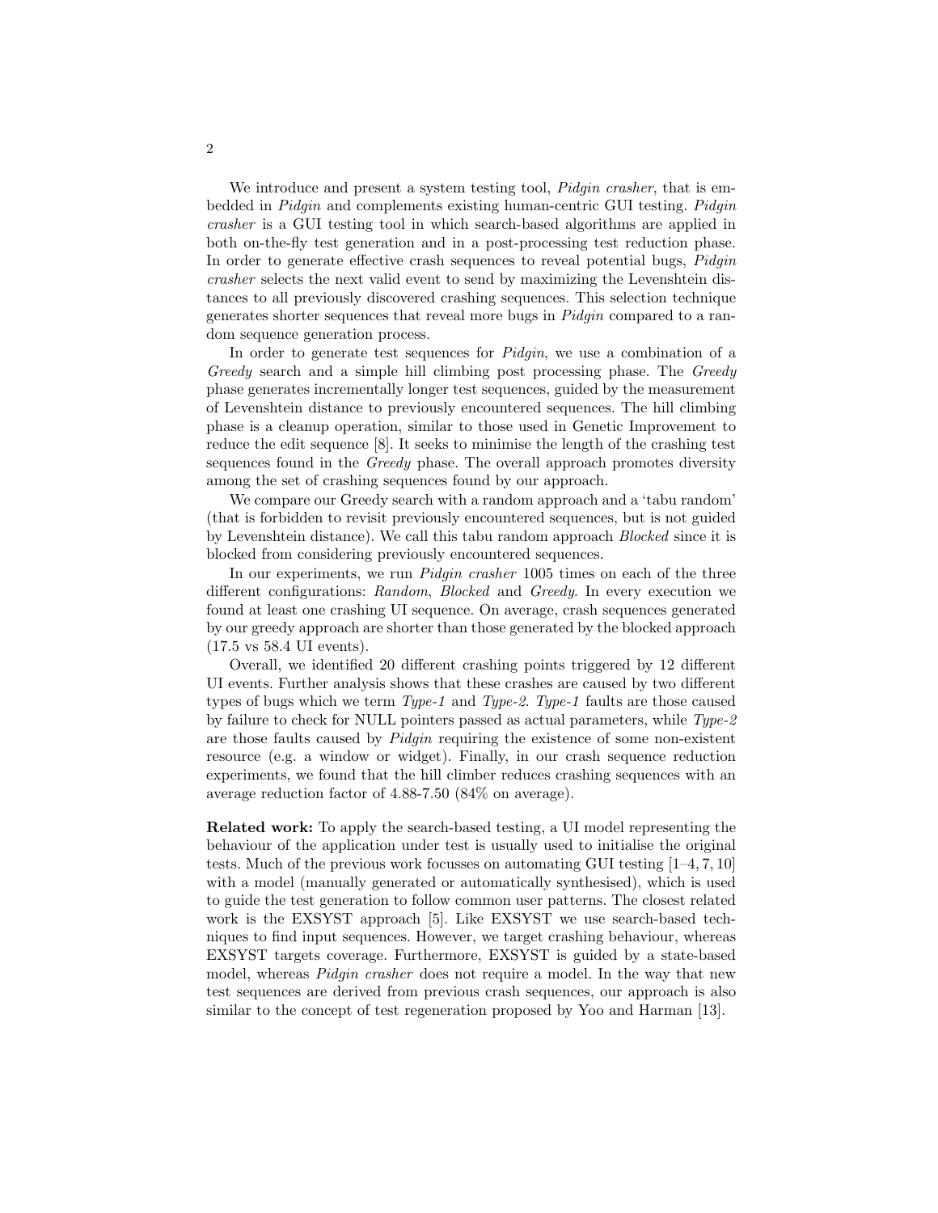We introduce and present a system testing tool, *Pidgin crasher*, that is embedded in *Pidgin* and complements existing human-centric GUI testing. *Pidgin crasher* is a GUI testing tool in which search-based algorithms are applied in both on-the-fly test generation and in a post-processing test reduction phase. In order to generate effective crash sequences to reveal potential bugs, *Pidgin crasher* selects the next valid event to send by maximizing the Levenshtein distances to all previously discovered crashing sequences. This selection technique generates shorter sequences that reveal more bugs in *Pidgin* compared to a random sequence generation process.

In order to generate test sequences for *Pidgin*, we use a combination of a *Greedy* search and a simple hill climbing post processing phase. The *Greedy* phase generates incrementally longer test sequences, guided by the measurement of Levenshtein distance to previously encountered sequences. The hill climbing phase is a cleanup operation, similar to those used in Genetic Improvement to reduce the edit sequence [8]. It seeks to minimise the length of the crashing test sequences found in the *Greedy* phase. The overall approach promotes diversity among the set of crashing sequences found by our approach.

We compare our Greedy search with a random approach and a 'tabu random' (that is forbidden to revisit previously encountered sequences, but is not guided by Levenshtein distance). We call this tabu random approach *Blocked* since it is blocked from considering previously encountered sequences.

In our experiments, we run *Pidgin crasher* 1005 times on each of the three different configurations: *Random*, *Blocked* and *Greedy*. In every execution we found at least one crashing UI sequence. On average, crash sequences generated by our greedy approach are shorter than those generated by the blocked approach (17.5 vs 58.4 UI events).

Overall, we identified 20 different crashing points triggered by 12 different UI events. Further analysis shows that these crashes are caused by two different types of bugs which we term *Type-1* and *Type-2*. *Type-1* faults are those caused by failure to check for NULL pointers passed as actual parameters, while *Type-2* are those faults caused by *Pidgin* requiring the existence of some non-existent resource (e.g. a window or widget). Finally, in our crash sequence reduction experiments, we found that the hill climber reduces crashing sequences with an average reduction factor of 4.88-7.50 (84% on average).

**Related work:** To apply the search-based testing, a UI model representing the behaviour of the application under test is usually used to initialise the original tests. Much of the previous work focusses on automating GUI testing [1–4, 7, 10] with a model (manually generated or automatically synthesised), which is used to guide the test generation to follow common user patterns. The closest related work is the EXSYST approach [5]. Like EXSYST we use search-based techniques to find input sequences. However, we target crashing behaviour, whereas EXSYST targets coverage. Furthermore, EXSYST is guided by a state-based model, whereas *Pidgin crasher* does not require a model. In the way that new test sequences are derived from previous crash sequences, our approach is also similar to the concept of test regeneration proposed by Yoo and Harman [13].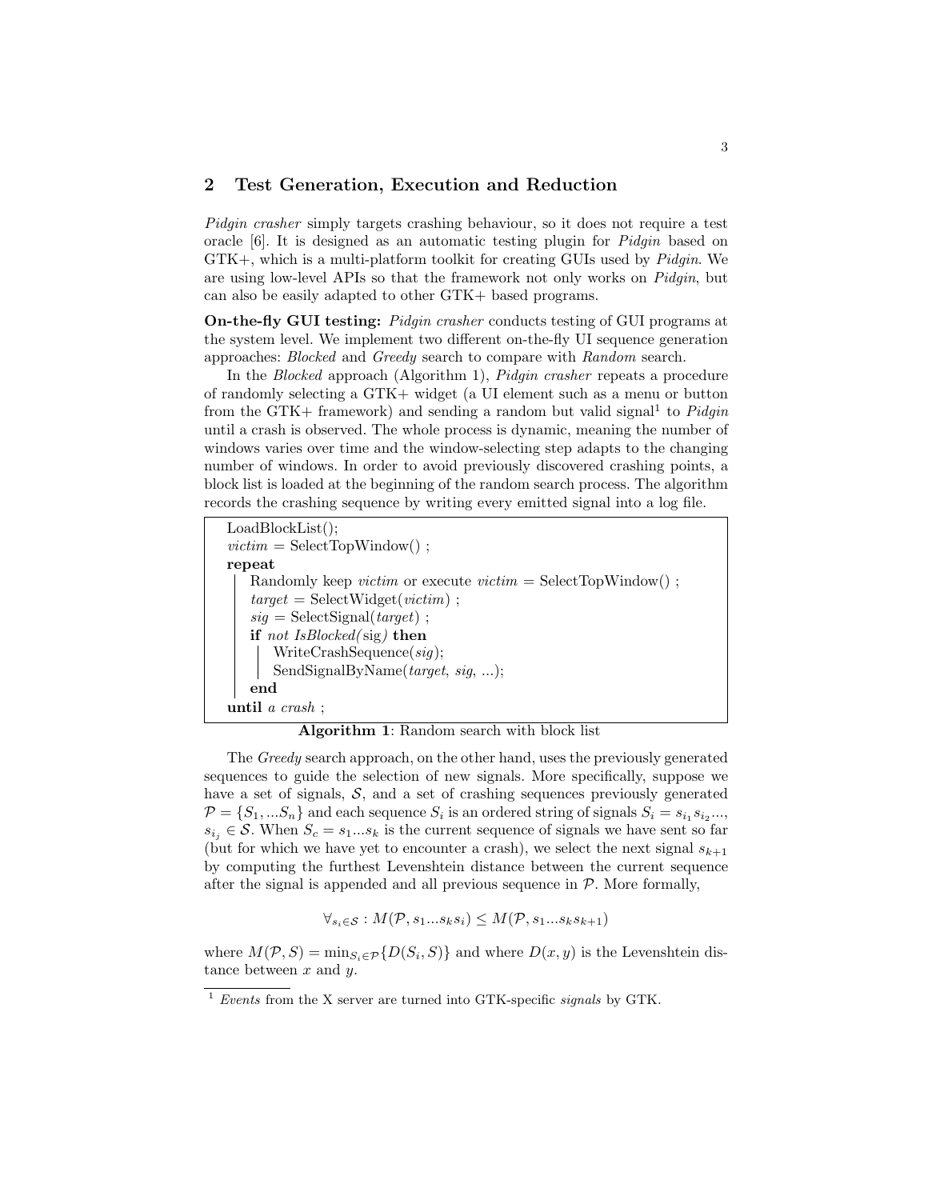## 2 Test Generation, Execution and Reduction

*Pidgin crasher* simply targets crashing behaviour, so it does not require a test oracle [6]. It is designed as an automatic testing plugin for *Pidgin* based on GTK+, which is a multi-platform toolkit for creating GUIs used by *Pidgin*. We are using low-level APIs so that the framework not only works on *Pidgin*, but can also be easily adapted to other GTK+ based programs.

**On-the-fly GUI testing:** *Pidgin crasher* conducts testing of GUI programs at the system level. We implement two different on-the-fly UI sequence generation approaches: *Blocked* and *Greedy* search to compare with *Random* search.

In the *Blocked* approach (Algorithm 1), *Pidgin crasher* repeats a procedure of randomly selecting a GTK+ widget (a UI element such as a menu or button from the GTK+ framework) and sending a random but valid signal[1] to *Pidgin* until a crash is observed. The whole process is dynamic, meaning the number of windows varies over time and the window-selecting step adapts to the changing number of windows. In order to avoid previously discovered crashing points, a block list is loaded at the beginning of the random search process. The algorithm records the crashing sequence by writing every emitted signal into a log file.

```
LoadBlockList();
victim = SelectTopWindow() ;
repeat
    Randomly keep victim or execute victim = SelectTopWindow() ;
    target = SelectWidget(victim) ;
    sig = SelectSignal(target) ;
    if not IsBlocked(sig) then
        WriteCrashSequence(sig);
        SendSignalByName(target, sig, ...);
    end
until a crash ;
```

**Algorithm 1**: Random search with block list

The *Greedy* search approach, on the other hand, uses the previously generated sequences to guide the selection of new signals. More specifically, suppose we have a set of signals, $\mathcal{S}$, and a set of crashing sequences previously generated $\mathcal{P} = \{S_1, ...S_n\}$ and each sequence $S_i$ is an ordered string of signals $S_i = s_{i_1} s_{i_2} ...$, $s_{i_j} \in \mathcal{S}$. When $S_c = s_1...s_k$ is the current sequence of signals we have sent so far (but for which we have yet to encounter a crash), we select the next signal $s_{k+1}$ by computing the furthest Levenshtein distance between the current sequence after the signal is appended and all previous sequence in $\mathcal{P}$. More formally,

$$\forall_{s_i \in \mathcal{S}} : M(\mathcal{P}, s_1...s_k s_i) \leq M(\mathcal{P}, s_1...s_k s_{k+1})$$

where $M(\mathcal{P}, S) = \min_{S_i \in \mathcal{P}}\{D(S_i, S)\}$ and where $D(x, y)$ is the Levenshtein distance between $x$ and $y$.

[1] *Events* from the X server are turned into GTK-specific *signals* by GTK.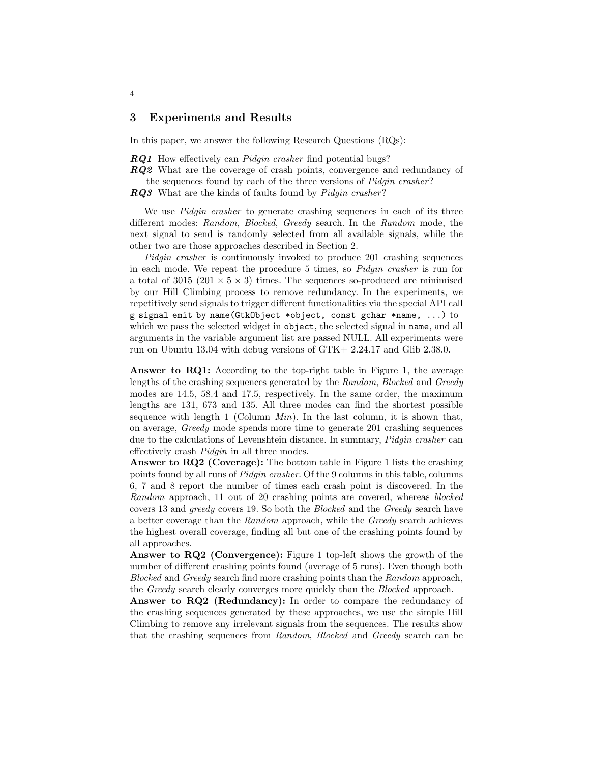## 3 Experiments and Results

In this paper, we answer the following Research Questions (RQs):

***RQ1*** How effectively can *Pidgin crasher* find potential bugs?
***RQ2*** What are the coverage of crash points, convergence and redundancy of the sequences found by each of the three versions of *Pidgin crasher*?
***RQ3*** What are the kinds of faults found by *Pidgin crasher*?

We use *Pidgin crasher* to generate crashing sequences in each of its three different modes: *Random*, *Blocked*, *Greedy* search. In the *Random* mode, the next signal to send is randomly selected from all available signals, while the other two are those approaches described in Section 2.

*Pidgin crasher* is continuously invoked to produce 201 crashing sequences in each mode. We repeat the procedure 5 times, so *Pidgin crasher* is run for a total of 3015 ($201 \times 5 \times 3$) times. The sequences so-produced are minimised by our Hill Climbing process to remove redundancy. In the experiments, we repetitively send signals to trigger different functionalities via the special API call `g_signal_emit_by_name(GtkObject *object, const gchar *name, ...)` to which we pass the selected widget in `object`, the selected signal in `name`, and all arguments in the variable argument list are passed NULL. All experiments were run on Ubuntu 13.04 with debug versions of GTK+ 2.24.17 and Glib 2.38.0.

**Answer to RQ1:** According to the top-right table in Figure 1, the average lengths of the crashing sequences generated by the *Random*, *Blocked* and *Greedy* modes are 14.5, 58.4 and 17.5, respectively. In the same order, the maximum lengths are 131, 673 and 135. All three modes can find the shortest possible sequence with length 1 (Column *Min*). In the last column, it is shown that, on average, *Greedy* mode spends more time to generate 201 crashing sequences due to the calculations of Levenshtein distance. In summary, *Pidgin crasher* can effectively crash *Pidgin* in all three modes.

**Answer to RQ2 (Coverage):** The bottom table in Figure 1 lists the crashing points found by all runs of *Pidgin crasher*. Of the 9 columns in this table, columns 6, 7 and 8 report the number of times each crash point is discovered. In the *Random* approach, 11 out of 20 crashing points are covered, whereas *blocked* covers 13 and *greedy* covers 19. So both the *Blocked* and the *Greedy* search have a better coverage than the *Random* approach, while the *Greedy* search achieves the highest overall coverage, finding all but one of the crashing points found by all approaches.

**Answer to RQ2 (Convergence):** Figure 1 top-left shows the growth of the number of different crashing points found (average of 5 runs). Even though both *Blocked* and *Greedy* search find more crashing points than the *Random* approach, the *Greedy* search clearly converges more quickly than the *Blocked* approach.

**Answer to RQ2 (Redundancy):** In order to compare the redundancy of the crashing sequences generated by these approaches, we use the simple Hill Climbing to remove any irrelevant signals from the sequences. The results show that the crashing sequences from *Random*, *Blocked* and *Greedy* search can be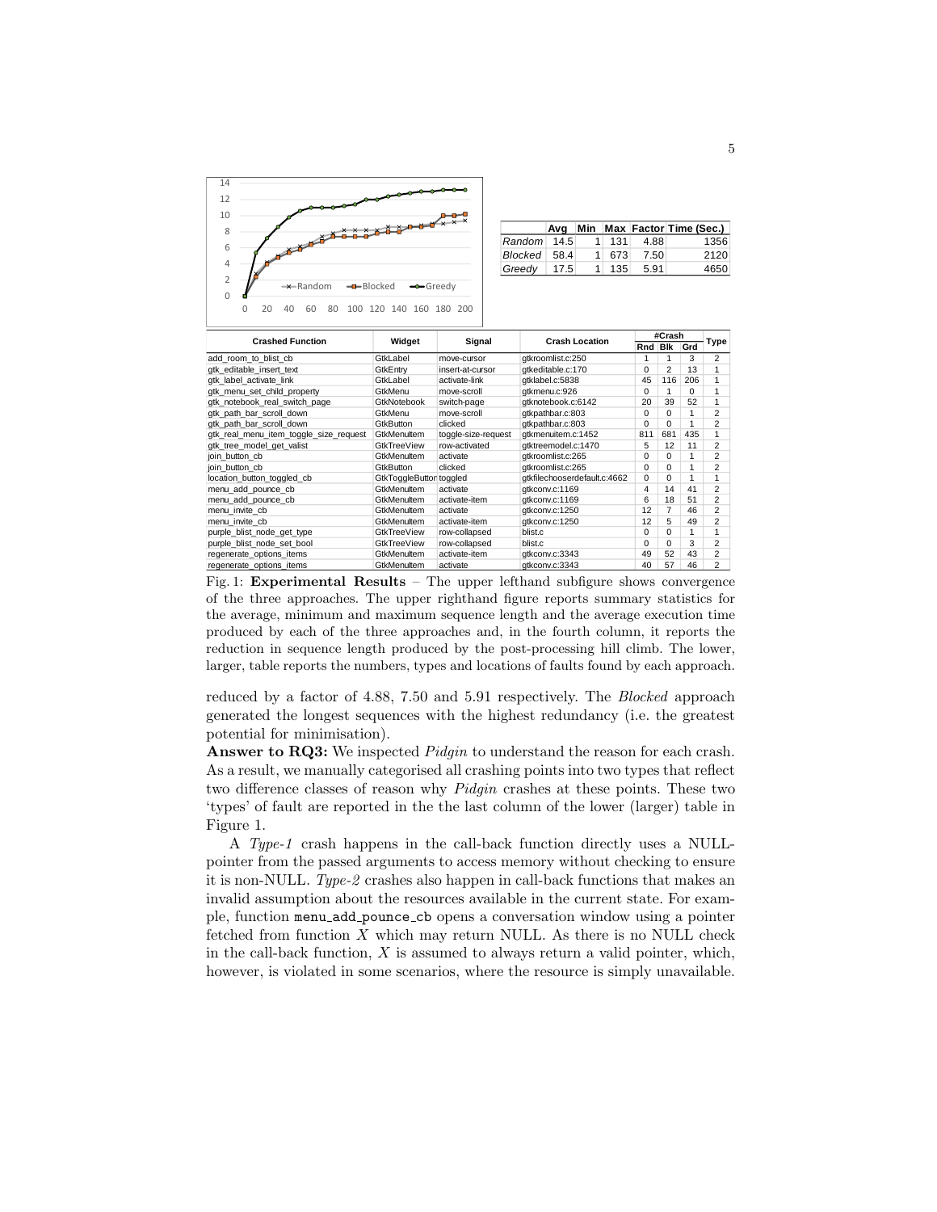| | Avg | Min | Max | Factor | Time (Sec.) |
|---|---|---|---|---|---|
| *Random* | 14.5 | 1 | 131 | 4.88 | 1356 |
| *Blocked* | 58.4 | 1 | 673 | 7.50 | 2120 |
| *Greedy* | 17.5 | 1 | 135 | 5.91 | 4650 |

| Crashed Function | Widget | Signal | Crash Location | #Crash Rnd | #Crash Blk | #Crash Grd | Type |
|---|---|---|---|---|---|---|---|
| add_room_to_blist_cb | GtkLabel | move-cursor | gtkroomlist.c:250 | 1 | 1 | 3 | 2 |
| gtk_editable_insert_text | GtkEntry | insert-at-cursor | gtkeditable.c:170 | 0 | 2 | 13 | 1 |
| gtk_label_activate_link | GtkLabel | activate-link | gtklabel.c:5838 | 45 | 116 | 206 | 1 |
| gtk_menu_set_child_property | GtkMenu | move-scroll | gtkmenu.c:926 | 0 | 1 | 0 | 1 |
| gtk_notebook_real_switch_page | GtkNotebook | switch-page | gtknotebook.c:6142 | 20 | 39 | 52 | 1 |
| gtk_path_bar_scroll_down | GtkMenu | move-scroll | gtkpathbar.c:803 | 0 | 0 | 1 | 2 |
| gtk_path_bar_scroll_down | GtkButton | clicked | gtkpathbar.c:803 | 0 | 0 | 1 | 2 |
| gtk_real_menu_item_toggle_size_request | GtkMenuItem | toggle-size-request | gtkmenuitem.c:1452 | 811 | 681 | 435 | 1 |
| gtk_tree_model_get_valist | GtkTreeView | row-activated | gtktreemodel.c:1470 | 5 | 12 | 11 | 2 |
| join_button_cb | GtkMenuItem | activate | gtkroomlist.c:265 | 0 | 0 | 1 | 2 |
| join_button_cb | GtkButton | clicked | gtkroomlist.c:265 | 0 | 0 | 1 | 2 |
| location_button_toggled_cb | GtkToggleButton | toggled | gtkfilechooserdefault.c:4662 | 0 | 0 | 1 | 1 |
| menu_add_pounce_cb | GtkMenuItem | activate | gtkconv.c:1169 | 4 | 14 | 41 | 2 |
| menu_add_pounce_cb | GtkMenuItem | activate-item | gtkconv.c:1169 | 6 | 18 | 51 | 2 |
| menu_invite_cb | GtkMenuItem | activate | gtkconv.c:1250 | 12 | 7 | 46 | 2 |
| menu_invite_cb | GtkMenuItem | activate-item | gtkconv.c:1250 | 12 | 5 | 49 | 2 |
| purple_blist_node_get_type | GtkTreeView | row-collapsed | blist.c | 0 | 0 | 1 | 1 |
| purple_blist_node_set_bool | GtkTreeView | row-collapsed | blist.c | 0 | 0 | 3 | 2 |
| regenerate_options_items | GtkMenuItem | activate-item | gtkconv.c:3343 | 49 | 52 | 43 | 2 |
| regenerate_options_items | GtkMenuItem | activate | gtkconv.c:3343 | 40 | 57 | 46 | 2 |

Fig. 1: **Experimental Results** – The upper lefthand subfigure shows convergence of the three approaches. The upper righthand figure reports summary statistics for the average, minimum and maximum sequence length and the average execution time produced by each of the three approaches and, in the fourth column, it reports the reduction in sequence length produced by the post-processing hill climb. The lower, larger, table reports the numbers, types and locations of faults found by each approach.

reduced by a factor of 4.88, 7.50 and 5.91 respectively. The *Blocked* approach generated the longest sequences with the highest redundancy (i.e. the greatest potential for minimisation).

**Answer to RQ3:** We inspected *Pidgin* to understand the reason for each crash. As a result, we manually categorised all crashing points into two types that reflect two difference classes of reason why *Pidgin* crashes at these points. These two 'types' of fault are reported in the the last column of the lower (larger) table in Figure 1.

A *Type-1* crash happens in the call-back function directly uses a NULL-pointer from the passed arguments to access memory without checking to ensure it is non-NULL. *Type-2* crashes also happen in call-back functions that makes an invalid assumption about the resources available in the current state. For example, function `menu_add_pounce_cb` opens a conversation window using a pointer fetched from function $X$ which may return NULL. As there is no NULL check in the call-back function, $X$ is assumed to always return a valid pointer, which, however, is violated in some scenarios, where the resource is simply unavailable.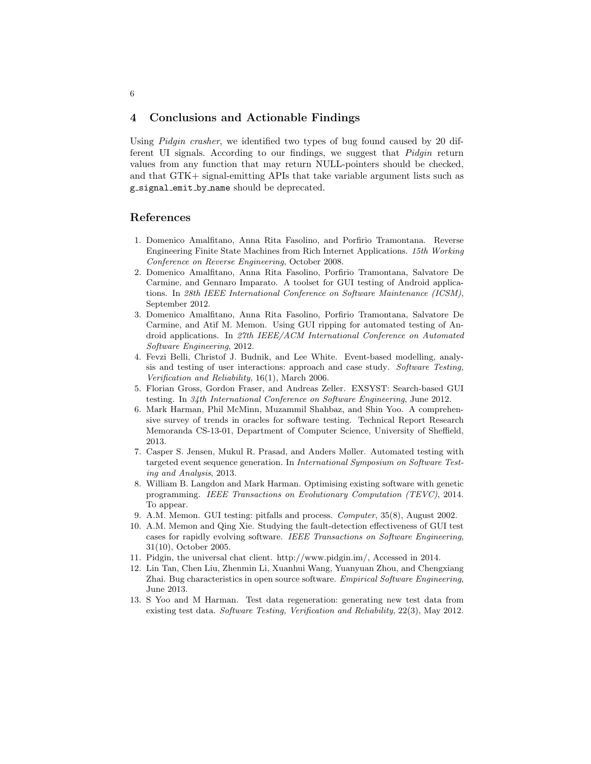## 4 Conclusions and Actionable Findings

Using *Pidgin crasher*, we identified two types of bug found caused by 20 different UI signals. According to our findings, we suggest that *Pidgin* return values from any function that may return NULL-pointers should be checked, and that GTK+ signal-emitting APIs that take variable argument lists such as `g_signal_emit_by_name` should be deprecated.

## References

1. Domenico Amalfitano, Anna Rita Fasolino, and Porfirio Tramontana. Reverse Engineering Finite State Machines from Rich Internet Applications. *15th Working Conference on Reverse Engineering*, October 2008.
2. Domenico Amalfitano, Anna Rita Fasolino, Porfirio Tramontana, Salvatore De Carmine, and Gennaro Imparato. A toolset for GUI testing of Android applications. In *28th IEEE International Conference on Software Maintenance (ICSM)*, September 2012.
3. Domenico Amalfitano, Anna Rita Fasolino, Porfirio Tramontana, Salvatore De Carmine, and Atif M. Memon. Using GUI ripping for automated testing of Android applications. In *27th IEEE/ACM International Conference on Automated Software Engineering*, 2012.
4. Fevzi Belli, Christof J. Budnik, and Lee White. Event-based modelling, analysis and testing of user interactions: approach and case study. *Software Testing, Verification and Reliability*, 16(1), March 2006.
5. Florian Gross, Gordon Fraser, and Andreas Zeller. EXSYST: Search-based GUI testing. In *34th International Conference on Software Engineering*, June 2012.
6. Mark Harman, Phil McMinn, Muzammil Shahbaz, and Shin Yoo. A comprehensive survey of trends in oracles for software testing. Technical Report Research Memoranda CS-13-01, Department of Computer Science, University of Sheffield, 2013.
7. Casper S. Jensen, Mukul R. Prasad, and Anders Møller. Automated testing with targeted event sequence generation. In *International Symposium on Software Testing and Analysis*, 2013.
8. William B. Langdon and Mark Harman. Optimising existing software with genetic programming. *IEEE Transactions on Evolutionary Computation (TEVC)*, 2014. To appear.
9. A.M. Memon. GUI testing: pitfalls and process. *Computer*, 35(8), August 2002.
10. A.M. Memon and Qing Xie. Studying the fault-detection effectiveness of GUI test cases for rapidly evolving software. *IEEE Transactions on Software Engineering*, 31(10), October 2005.
11. Pidgin, the universal chat client. http://www.pidgin.im/, Accessed in 2014.
12. Lin Tan, Chen Liu, Zhenmin Li, Xuanhui Wang, Yuanyuan Zhou, and Chengxiang Zhai. Bug characteristics in open source software. *Empirical Software Engineering*, June 2013.
13. S Yoo and M Harman. Test data regeneration: generating new test data from existing test data. *Software Testing, Verification and Reliability*, 22(3), May 2012.